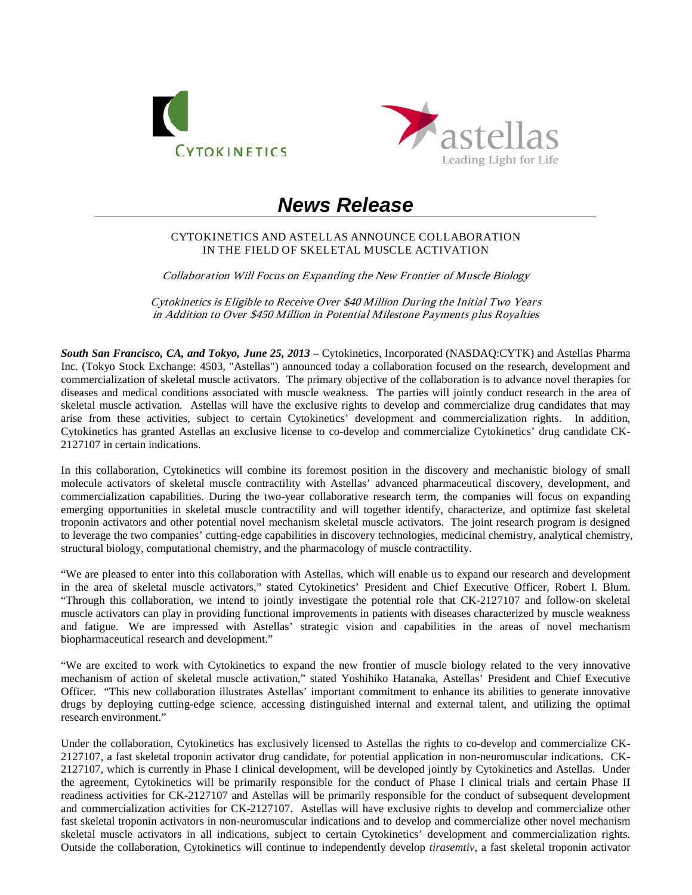CYTOKINETICS

astellas
Leading Light for Life

# News Release

## CYTOKINETICS AND ASTELLAS ANNOUNCE COLLABORATION IN THE FIELD OF SKELETAL MUSCLE ACTIVATION

*Collaboration Will Focus on Expanding the New Frontier of Muscle Biology*

*Cytokinetics is Eligible to Receive Over $40 Million During the Initial Two Years in Addition to Over $450 Million in Potential Milestone Payments plus Royalties*

***South San Francisco, CA, and Tokyo, June 25, 2013 –*** Cytokinetics, Incorporated (NASDAQ:CYTK) and Astellas Pharma Inc. (Tokyo Stock Exchange: 4503, "Astellas") announced today a collaboration focused on the research, development and commercialization of skeletal muscle activators. The primary objective of the collaboration is to advance novel therapies for diseases and medical conditions associated with muscle weakness. The parties will jointly conduct research in the area of skeletal muscle activation. Astellas will have the exclusive rights to develop and commercialize drug candidates that may arise from these activities, subject to certain Cytokinetics' development and commercialization rights. In addition, Cytokinetics has granted Astellas an exclusive license to co-develop and commercialize Cytokinetics' drug candidate CK-2127107 in certain indications.

In this collaboration, Cytokinetics will combine its foremost position in the discovery and mechanistic biology of small molecule activators of skeletal muscle contractility with Astellas' advanced pharmaceutical discovery, development, and commercialization capabilities. During the two-year collaborative research term, the companies will focus on expanding emerging opportunities in skeletal muscle contractility and will together identify, characterize, and optimize fast skeletal troponin activators and other potential novel mechanism skeletal muscle activators. The joint research program is designed to leverage the two companies' cutting-edge capabilities in discovery technologies, medicinal chemistry, analytical chemistry, structural biology, computational chemistry, and the pharmacology of muscle contractility.

"We are pleased to enter into this collaboration with Astellas, which will enable us to expand our research and development in the area of skeletal muscle activators," stated Cytokinetics' President and Chief Executive Officer, Robert I. Blum. "Through this collaboration, we intend to jointly investigate the potential role that CK-2127107 and follow-on skeletal muscle activators can play in providing functional improvements in patients with diseases characterized by muscle weakness and fatigue. We are impressed with Astellas' strategic vision and capabilities in the areas of novel mechanism biopharmaceutical research and development."

"We are excited to work with Cytokinetics to expand the new frontier of muscle biology related to the very innovative mechanism of action of skeletal muscle activation," stated Yoshihiko Hatanaka, Astellas' President and Chief Executive Officer. "This new collaboration illustrates Astellas' important commitment to enhance its abilities to generate innovative drugs by deploying cutting-edge science, accessing distinguished internal and external talent, and utilizing the optimal research environment."

Under the collaboration, Cytokinetics has exclusively licensed to Astellas the rights to co-develop and commercialize CK-2127107, a fast skeletal troponin activator drug candidate, for potential application in non-neuromuscular indications. CK-2127107, which is currently in Phase I clinical development, will be developed jointly by Cytokinetics and Astellas. Under the agreement, Cytokinetics will be primarily responsible for the conduct of Phase I clinical trials and certain Phase II readiness activities for CK-2127107 and Astellas will be primarily responsible for the conduct of subsequent development and commercialization activities for CK-2127107. Astellas will have exclusive rights to develop and commercialize other fast skeletal troponin activators in non-neuromuscular indications and to develop and commercialize other novel mechanism skeletal muscle activators in all indications, subject to certain Cytokinetics' development and commercialization rights. Outside the collaboration, Cytokinetics will continue to independently develop *tirasemtiv*, a fast skeletal troponin activator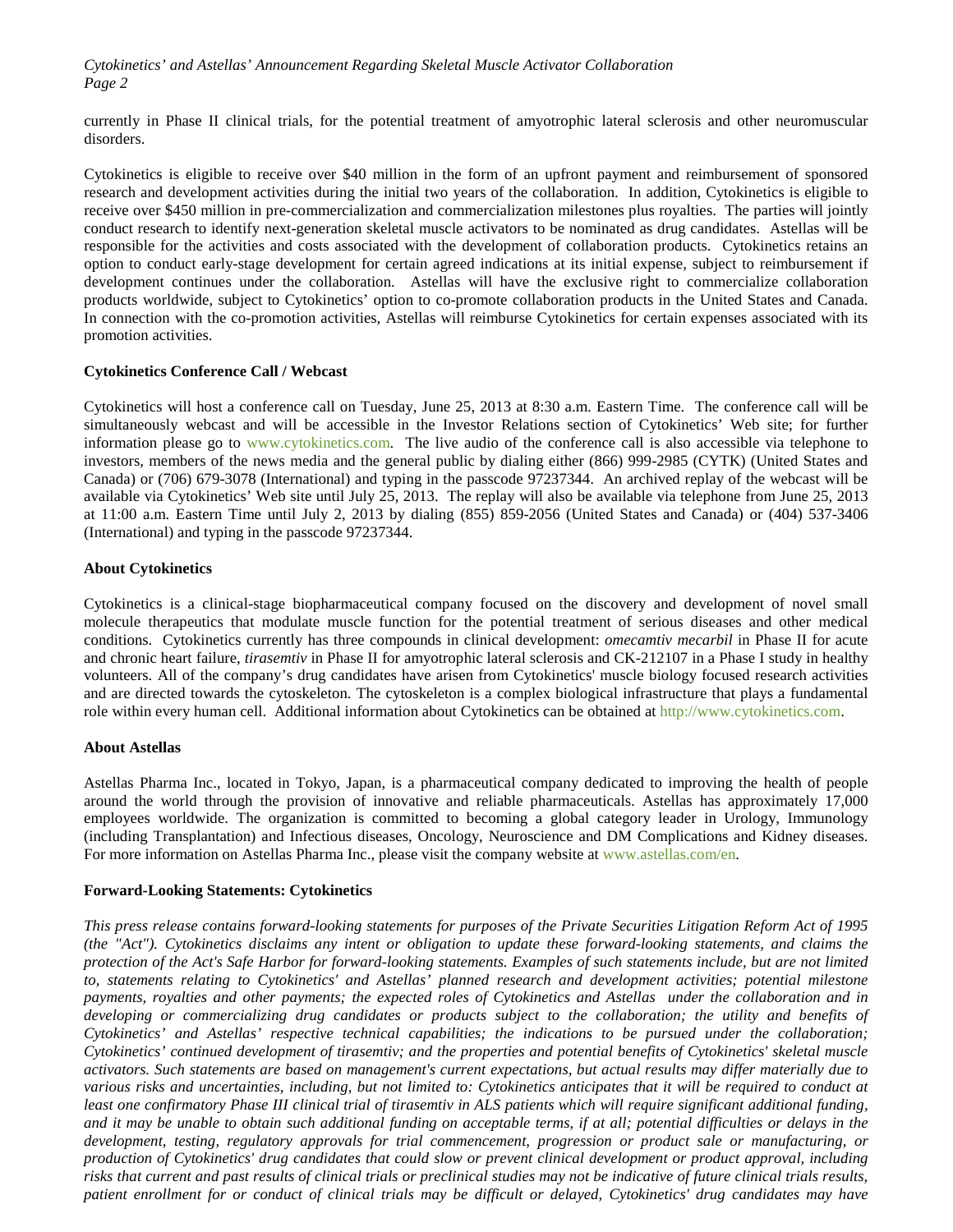currently in Phase II clinical trials, for the potential treatment of amyotrophic lateral sclerosis and other neuromuscular disorders.

Cytokinetics is eligible to receive over $40 million in the form of an upfront payment and reimbursement of sponsored research and development activities during the initial two years of the collaboration. In addition, Cytokinetics is eligible to receive over $450 million in pre-commercialization and commercialization milestones plus royalties. The parties will jointly conduct research to identify next-generation skeletal muscle activators to be nominated as drug candidates. Astellas will be responsible for the activities and costs associated with the development of collaboration products. Cytokinetics retains an option to conduct early-stage development for certain agreed indications at its initial expense, subject to reimbursement if development continues under the collaboration. Astellas will have the exclusive right to commercialize collaboration products worldwide, subject to Cytokinetics' option to co-promote collaboration products in the United States and Canada. In connection with the co-promotion activities, Astellas will reimburse Cytokinetics for certain expenses associated with its promotion activities.

**Cytokinetics Conference Call / Webcast**

Cytokinetics will host a conference call on Tuesday, June 25, 2013 at 8:30 a.m. Eastern Time. The conference call will be simultaneously webcast and will be accessible in the Investor Relations section of Cytokinetics' Web site; for further information please go to www.cytokinetics.com. The live audio of the conference call is also accessible via telephone to investors, members of the news media and the general public by dialing either (866) 999-2985 (CYTK) (United States and Canada) or (706) 679-3078 (International) and typing in the passcode 97237344. An archived replay of the webcast will be available via Cytokinetics' Web site until July 25, 2013. The replay will also be available via telephone from June 25, 2013 at 11:00 a.m. Eastern Time until July 2, 2013 by dialing (855) 859-2056 (United States and Canada) or (404) 537-3406 (International) and typing in the passcode 97237344.

**About Cytokinetics**

Cytokinetics is a clinical-stage biopharmaceutical company focused on the discovery and development of novel small molecule therapeutics that modulate muscle function for the potential treatment of serious diseases and other medical conditions. Cytokinetics currently has three compounds in clinical development: *omecamtiv mecarbil* in Phase II for acute and chronic heart failure, *tirasemtiv* in Phase II for amyotrophic lateral sclerosis and CK-212107 in a Phase I study in healthy volunteers. All of the company's drug candidates have arisen from Cytokinetics' muscle biology focused research activities and are directed towards the cytoskeleton. The cytoskeleton is a complex biological infrastructure that plays a fundamental role within every human cell. Additional information about Cytokinetics can be obtained at http://www.cytokinetics.com.

**About Astellas**

Astellas Pharma Inc., located in Tokyo, Japan, is a pharmaceutical company dedicated to improving the health of people around the world through the provision of innovative and reliable pharmaceuticals. Astellas has approximately 17,000 employees worldwide. The organization is committed to becoming a global category leader in Urology, Immunology (including Transplantation) and Infectious diseases, Oncology, Neuroscience and DM Complications and Kidney diseases. For more information on Astellas Pharma Inc., please visit the company website at www.astellas.com/en.

**Forward-Looking Statements: Cytokinetics**

*This press release contains forward-looking statements for purposes of the Private Securities Litigation Reform Act of 1995 (the "Act"). Cytokinetics disclaims any intent or obligation to update these forward-looking statements, and claims the protection of the Act's Safe Harbor for forward-looking statements. Examples of such statements include, but are not limited to, statements relating to Cytokinetics' and Astellas' planned research and development activities; potential milestone payments, royalties and other payments; the expected roles of Cytokinetics and Astellas under the collaboration and in developing or commercializing drug candidates or products subject to the collaboration; the utility and benefits of Cytokinetics' and Astellas' respective technical capabilities; the indications to be pursued under the collaboration; Cytokinetics' continued development of tirasemtiv; and the properties and potential benefits of Cytokinetics' skeletal muscle activators. Such statements are based on management's current expectations, but actual results may differ materially due to various risks and uncertainties, including, but not limited to: Cytokinetics anticipates that it will be required to conduct at least one confirmatory Phase III clinical trial of tirasemtiv in ALS patients which will require significant additional funding, and it may be unable to obtain such additional funding on acceptable terms, if at all; potential difficulties or delays in the development, testing, regulatory approvals for trial commencement, progression or product sale or manufacturing, or production of Cytokinetics' drug candidates that could slow or prevent clinical development or product approval, including risks that current and past results of clinical trials or preclinical studies may not be indicative of future clinical trials results, patient enrollment for or conduct of clinical trials may be difficult or delayed, Cytokinetics' drug candidates may have*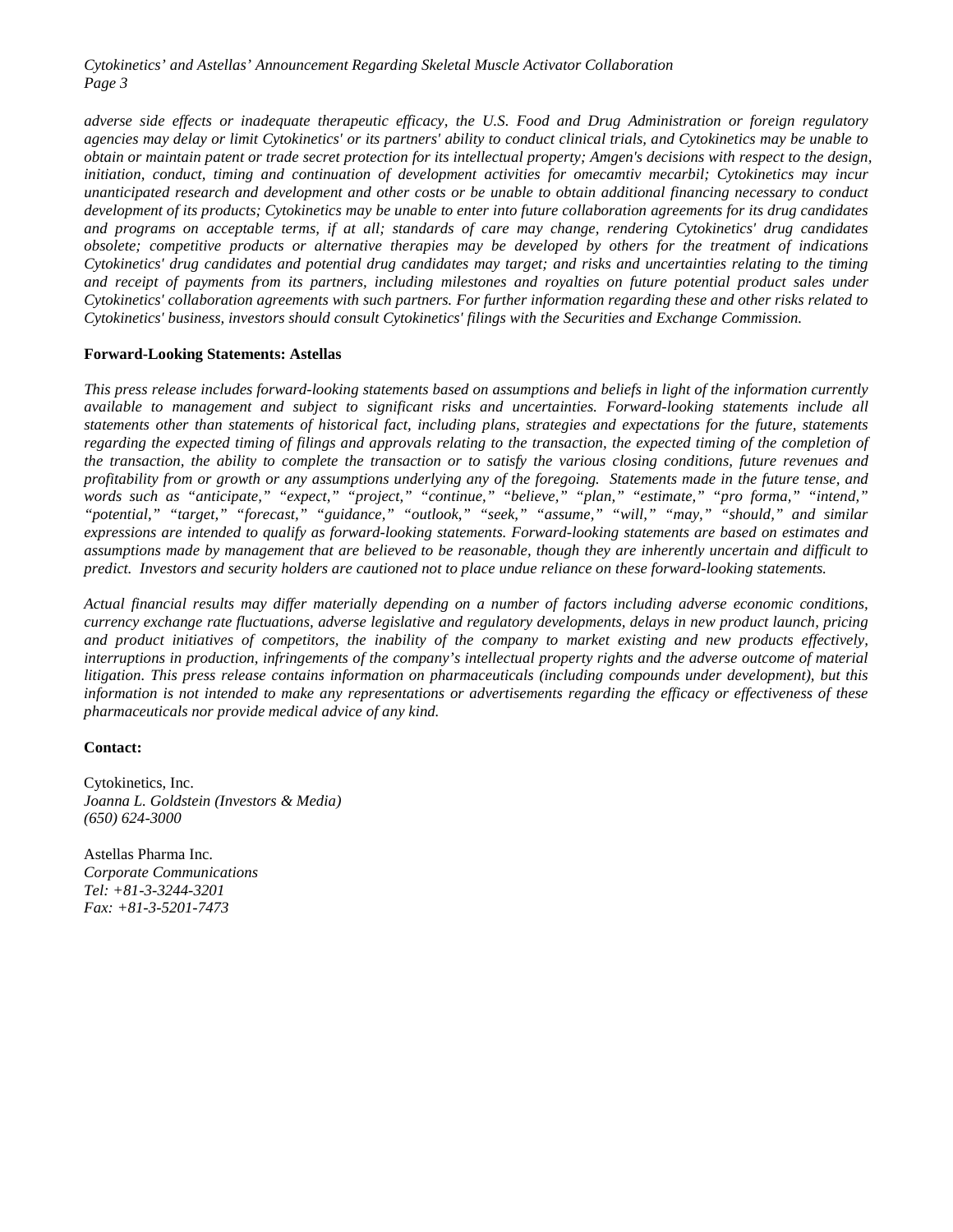*adverse side effects or inadequate therapeutic efficacy, the U.S. Food and Drug Administration or foreign regulatory agencies may delay or limit Cytokinetics' or its partners' ability to conduct clinical trials, and Cytokinetics may be unable to obtain or maintain patent or trade secret protection for its intellectual property; Amgen's decisions with respect to the design, initiation, conduct, timing and continuation of development activities for omecamtiv mecarbil; Cytokinetics may incur unanticipated research and development and other costs or be unable to obtain additional financing necessary to conduct development of its products; Cytokinetics may be unable to enter into future collaboration agreements for its drug candidates and programs on acceptable terms, if at all; standards of care may change, rendering Cytokinetics' drug candidates obsolete; competitive products or alternative therapies may be developed by others for the treatment of indications Cytokinetics' drug candidates and potential drug candidates may target; and risks and uncertainties relating to the timing and receipt of payments from its partners, including milestones and royalties on future potential product sales under Cytokinetics' collaboration agreements with such partners. For further information regarding these and other risks related to Cytokinetics' business, investors should consult Cytokinetics' filings with the Securities and Exchange Commission.*

**Forward-Looking Statements: Astellas**

*This press release includes forward-looking statements based on assumptions and beliefs in light of the information currently available to management and subject to significant risks and uncertainties. Forward-looking statements include all statements other than statements of historical fact, including plans, strategies and expectations for the future, statements regarding the expected timing of filings and approvals relating to the transaction, the expected timing of the completion of the transaction, the ability to complete the transaction or to satisfy the various closing conditions, future revenues and profitability from or growth or any assumptions underlying any of the foregoing. Statements made in the future tense, and words such as "anticipate," "expect," "project," "continue," "believe," "plan," "estimate," "pro forma," "intend," "potential," "target," "forecast," "guidance," "outlook," "seek," "assume," "will," "may," "should," and similar expressions are intended to qualify as forward-looking statements. Forward-looking statements are based on estimates and assumptions made by management that are believed to be reasonable, though they are inherently uncertain and difficult to predict. Investors and security holders are cautioned not to place undue reliance on these forward-looking statements.*

*Actual financial results may differ materially depending on a number of factors including adverse economic conditions, currency exchange rate fluctuations, adverse legislative and regulatory developments, delays in new product launch, pricing and product initiatives of competitors, the inability of the company to market existing and new products effectively, interruptions in production, infringements of the company's intellectual property rights and the adverse outcome of material litigation. This press release contains information on pharmaceuticals (including compounds under development), but this information is not intended to make any representations or advertisements regarding the efficacy or effectiveness of these pharmaceuticals nor provide medical advice of any kind.*

**Contact:**

Cytokinetics, Inc.
*Joanna L. Goldstein (Investors & Media)*
*(650) 624-3000*

Astellas Pharma Inc.
*Corporate Communications*
*Tel: +81-3-3244-3201*
*Fax: +81-3-5201-7473*